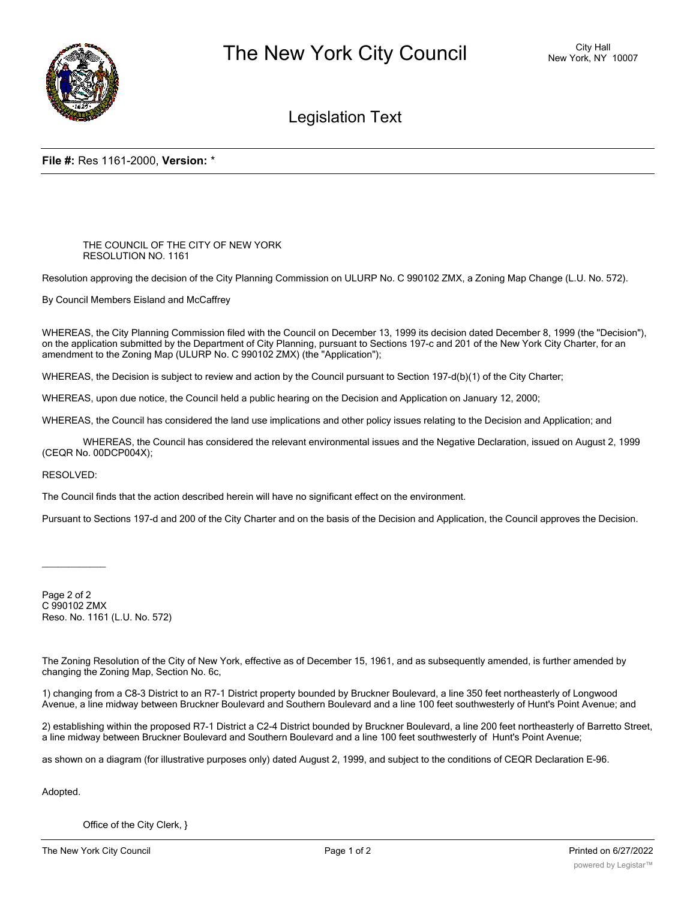# The New York City Council

City Hall
New York, NY 10007

## Legislation Text

**File #:** Res 1161-2000, **Version:** *

THE COUNCIL OF THE CITY OF NEW YORK
RESOLUTION NO. 1161

Resolution approving the decision of the City Planning Commission on ULURP No. C 990102 ZMX, a Zoning Map Change (L.U. No. 572).

By Council Members Eisland and McCaffrey

WHEREAS, the City Planning Commission filed with the Council on December 13, 1999 its decision dated December 8, 1999 (the "Decision"), on the application submitted by the Department of City Planning, pursuant to Sections 197-c and 201 of the New York City Charter, for an amendment to the Zoning Map (ULURP No. C 990102 ZMX) (the "Application");

WHEREAS, the Decision is subject to review and action by the Council pursuant to Section 197-d(b)(1) of the City Charter;

WHEREAS, upon due notice, the Council held a public hearing on the Decision and Application on January 12, 2000;

WHEREAS, the Council has considered the land use implications and other policy issues relating to the Decision and Application; and

WHEREAS, the Council has considered the relevant environmental issues and the Negative Declaration, issued on August 2, 1999 (CEQR No. 00DCP004X);

RESOLVED:

The Council finds that the action described herein will have no significant effect on the environment.

Pursuant to Sections 197-d and 200 of the City Charter and on the basis of the Decision and Application, the Council approves the Decision.

Page 2 of 2
C 990102 ZMX
Reso. No. 1161 (L.U. No. 572)

The Zoning Resolution of the City of New York, effective as of December 15, 1961, and as subsequently amended, is further amended by changing the Zoning Map, Section No. 6c,

1) changing from a C8-3 District to an R7-1 District property bounded by Bruckner Boulevard, a line 350 feet northeasterly of Longwood Avenue, a line midway between Bruckner Boulevard and Southern Boulevard and a line 100 feet southwesterly of Hunt's Point Avenue; and

2) establishing within the proposed R7-1 District a C2-4 District bounded by Bruckner Boulevard, a line 200 feet northeasterly of Barretto Street, a line midway between Bruckner Boulevard and Southern Boulevard and a line 100 feet southwesterly of Hunt's Point Avenue;

as shown on a diagram (for illustrative purposes only) dated August 2, 1999, and subject to the conditions of CEQR Declaration E-96.

Adopted.

Office of the City Clerk, }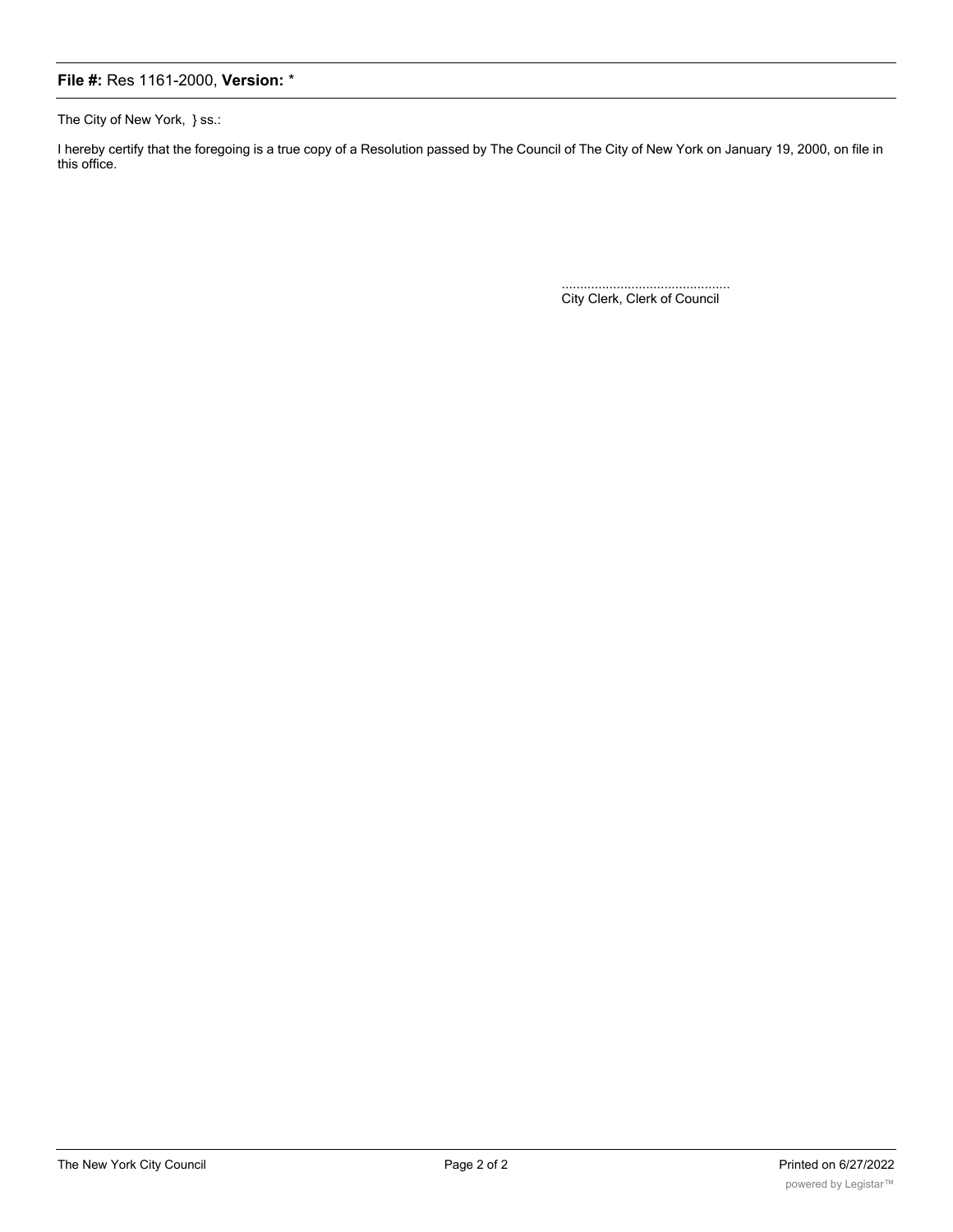The City of New York, } ss.:

I hereby certify that the foregoing is a true copy of a Resolution passed by The Council of The City of New York on January 19, 2000, on file in this office.

..............................................
City Clerk, Clerk of Council